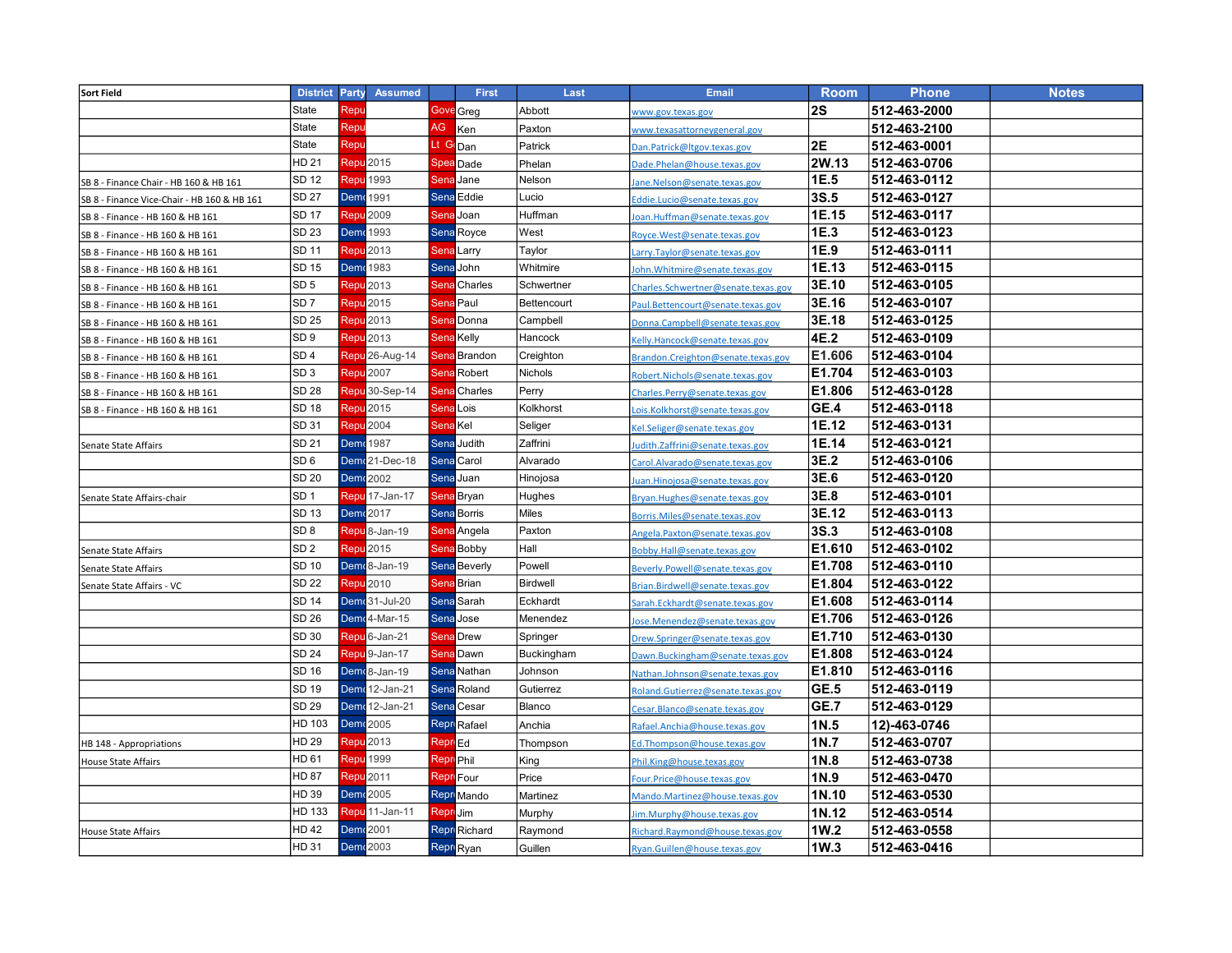| Sort Field | District | Party | Assumed | | First | Last | Email | Room | Phone | Notes |
|---|---|---|---|---|---|---|---|---|---|---|
| | State | Repu | | Gove | Greg | Abbott | www.gov.texas.gov | 2S | 512-463-2000 | |
| | State | Repu | | AG | Ken | Paxton | www.texasattorneygeneral.gov | | 512-463-2100 | |
| | State | Repu | | Lt G | Dan | Patrick | Dan.Patrick@ltgov.texas.gov | 2E | 512-463-0001 | |
| | HD 21 | Repu | 2015 | Spea | Dade | Phelan | Dade.Phelan@house.texas.gov | 2W.13 | 512-463-0706 | |
| SB 8 - Finance Chair - HB 160 & HB 161 | SD 12 | Repu | 1993 | Sena | Jane | Nelson | Jane.Nelson@senate.texas.gov | 1E.5 | 512-463-0112 | |
| SB 8 - Finance Vice-Chair - HB 160 & HB 161 | SD 27 | Demo | 1991 | Sena | Eddie | Lucio | Eddie.Lucio@senate.texas.gov | 3S.5 | 512-463-0127 | |
| SB 8 - Finance - HB 160 & HB 161 | SD 17 | Repu | 2009 | Sena | Joan | Huffman | Joan.Huffman@senate.texas.gov | 1E.15 | 512-463-0117 | |
| SB 8 - Finance - HB 160 & HB 161 | SD 23 | Demo | 1993 | Sena | Royce | West | Royce.West@senate.texas.gov | 1E.3 | 512-463-0123 | |
| SB 8 - Finance - HB 160 & HB 161 | SD 11 | Repu | 2013 | Sena | Larry | Taylor | Larry.Taylor@senate.texas.gov | 1E.9 | 512-463-0111 | |
| SB 8 - Finance - HB 160 & HB 161 | SD 15 | Demo | 1983 | Sena | John | Whitmire | John.Whitmire@senate.texas.gov | 1E.13 | 512-463-0115 | |
| SB 8 - Finance - HB 160 & HB 161 | SD 5 | Repu | 2013 | Sena | Charles | Schwertner | Charles.Schwertner@senate.texas.gov | 3E.10 | 512-463-0105 | |
| SB 8 - Finance - HB 160 & HB 161 | SD 7 | Repu | 2015 | Sena | Paul | Bettencourt | Paul.Bettencourt@senate.texas.gov | 3E.16 | 512-463-0107 | |
| SB 8 - Finance - HB 160 & HB 161 | SD 25 | Repu | 2013 | Sena | Donna | Campbell | Donna.Campbell@senate.texas.gov | 3E.18 | 512-463-0125 | |
| SB 8 - Finance - HB 160 & HB 161 | SD 9 | Repu | 2013 | Sena | Kelly | Hancock | Kelly.Hancock@senate.texas.gov | 4E.2 | 512-463-0109 | |
| SB 8 - Finance - HB 160 & HB 161 | SD 4 | Repu | 26-Aug-14 | Sena | Brandon | Creighton | Brandon.Creighton@senate.texas.gov | E1.606 | 512-463-0104 | |
| SB 8 - Finance - HB 160 & HB 161 | SD 3 | Repu | 2007 | Sena | Robert | Nichols | Robert.Nichols@senate.texas.gov | E1.704 | 512-463-0103 | |
| SB 8 - Finance - HB 160 & HB 161 | SD 28 | Repu | 30-Sep-14 | Sena | Charles | Perry | Charles.Perry@senate.texas.gov | E1.806 | 512-463-0128 | |
| SB 8 - Finance - HB 160 & HB 161 | SD 18 | Repu | 2015 | Sena | Lois | Kolkhorst | Lois.Kolkhorst@senate.texas.gov | GE.4 | 512-463-0118 | |
| | SD 31 | Repu | 2004 | Sena | Kel | Seliger | Kel.Seliger@senate.texas.gov | 1E.12 | 512-463-0131 | |
| Senate State Affairs | SD 21 | Demo | 1987 | Sena | Judith | Zaffirini | Judith.Zaffirini@senate.texas.gov | 1E.14 | 512-463-0121 | |
| | SD 6 | Demo | 21-Dec-18 | Sena | Carol | Alvarado | Carol.Alvarado@senate.texas.gov | 3E.2 | 512-463-0106 | |
| | SD 20 | Demo | 2002 | Sena | Juan | Hinojosa | Juan.Hinojosa@senate.texas.gov | 3E.6 | 512-463-0120 | |
| Senate State Affairs-chair | SD 1 | Repu | 17-Jan-17 | Sena | Bryan | Hughes | Bryan.Hughes@senate.texas.gov | 3E.8 | 512-463-0101 | |
| | SD 13 | Demo | 2017 | Sena | Borris | Miles | Borris.Miles@senate.texas.gov | 3E.12 | 512-463-0113 | |
| | SD 8 | Repu | 8-Jan-19 | Sena | Angela | Paxton | Angela.Paxton@senate.texas.gov | 3S.3 | 512-463-0108 | |
| Senate State Affairs | SD 2 | Repu | 2015 | Sena | Bobby | Hall | Bobby.Hall@senate.texas.gov | E1.610 | 512-463-0102 | |
| Senate State Affairs | SD 10 | Demo | 8-Jan-19 | Sena | Beverly | Powell | Beverly.Powell@senate.texas.gov | E1.708 | 512-463-0110 | |
| Senate State Affairs - VC | SD 22 | Repu | 2010 | Sena | Brian | Birdwell | Brian.Birdwell@senate.texas.gov | E1.804 | 512-463-0122 | |
| | SD 14 | Demo | 31-Jul-20 | Sena | Sarah | Eckhardt | Sarah.Eckhardt@senate.texas.gov | E1.608 | 512-463-0114 | |
| | SD 26 | Demo | 4-Mar-15 | Sena | Jose | Menendez | Jose.Menendez@senate.texas.gov | E1.706 | 512-463-0126 | |
| | SD 30 | Repu | 6-Jan-21 | Sena | Drew | Springer | Drew.Springer@senate.texas.gov | E1.710 | 512-463-0130 | |
| | SD 24 | Repu | 9-Jan-17 | Sena | Dawn | Buckingham | Dawn.Buckingham@senate.texas.gov | E1.808 | 512-463-0124 | |
| | SD 16 | Demo | 8-Jan-19 | Sena | Nathan | Johnson | Nathan.Johnson@senate.texas.gov | E1.810 | 512-463-0116 | |
| | SD 19 | Demo | 12-Jan-21 | Sena | Roland | Gutierrez | Roland.Gutierrez@senate.texas.gov | GE.5 | 512-463-0119 | |
| | SD 29 | Demo | 12-Jan-21 | Sena | Cesar | Blanco | Cesar.Blanco@senate.texas.gov | GE.7 | 512-463-0129 | |
| | HD 103 | Demo | 2005 | Repr | Rafael | Anchia | Rafael.Anchia@house.texas.gov | 1N.5 | 12)-463-0746 | |
| HB 148 - Appropriations | HD 29 | Repu | 2013 | Repr | Ed | Thompson | Ed.Thompson@house.texas.gov | 1N.7 | 512-463-0707 | |
| House State Affairs | HD 61 | Repu | 1999 | Repr | Phil | King | Phil.King@house.texas.gov | 1N.8 | 512-463-0738 | |
| | HD 87 | Repu | 2011 | Repr | Four | Price | Four.Price@house.texas.gov | 1N.9 | 512-463-0470 | |
| | HD 39 | Demo | 2005 | Repr | Mando | Martinez | Mando.Martinez@house.texas.gov | 1N.10 | 512-463-0530 | |
| | HD 133 | Repu | 11-Jan-11 | Repr | Jim | Murphy | Jim.Murphy@house.texas.gov | 1N.12 | 512-463-0514 | |
| House State Affairs | HD 42 | Demo | 2001 | Repr | Richard | Raymond | Richard.Raymond@house.texas.gov | 1W.2 | 512-463-0558 | |
| | HD 31 | Demo | 2003 | Repr | Ryan | Guillen | Ryan.Guillen@house.texas.gov | 1W.3 | 512-463-0416 | |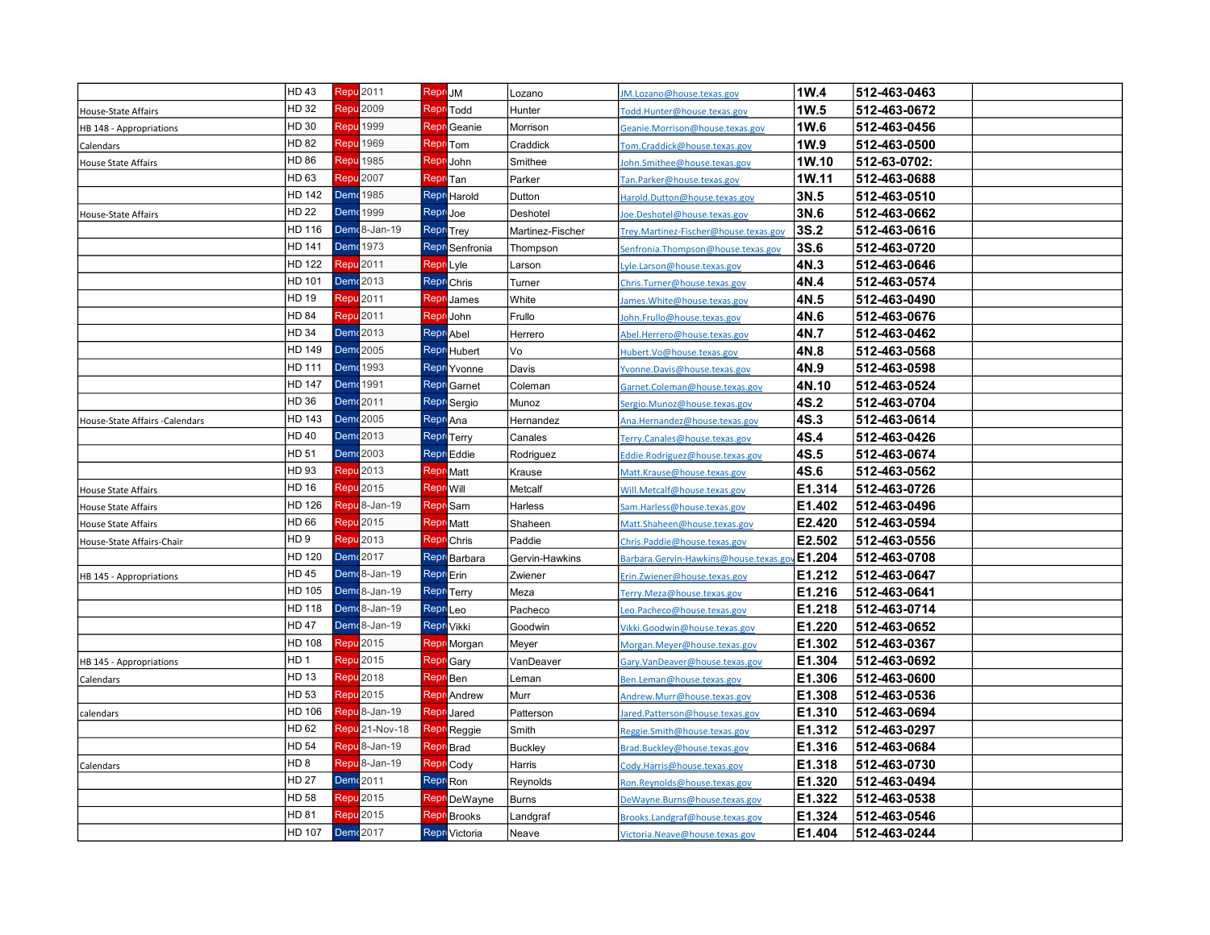|  | HD 43 | Repu | 2011 | Repr | JM | Lozano | JM.Lozano@house.texas.gov | 1W.4 | 512-463-0463 |  |
|---|---|---|---|---|---|---|---|---|---|---|
| House-State Affairs | HD 32 | Repu | 2009 | Repr | Todd | Hunter | Todd.Hunter@house.texas.gov | 1W.5 | 512-463-0672 |  |
| HB 148 - Appropriations | HD 30 | Repu | 1999 | Repr | Geanie | Morrison | Geanie.Morrison@house.texas.gov | 1W.6 | 512-463-0456 |  |
| Calendars | HD 82 | Repu | 1969 | Repr | Tom | Craddick | Tom.Craddick@house.texas.gov | 1W.9 | 512-463-0500 |  |
| House State Affairs | HD 86 | Repu | 1985 | Repr | John | Smithee | John.Smithee@house.texas.gov | 1W.10 | 512-63-0702: |  |
|  | HD 63 | Repu | 2007 | Repr | Tan | Parker | Tan.Parker@house.texas.gov | 1W.11 | 512-463-0688 |  |
|  | HD 142 | Demo | 1985 | Repr | Harold | Dutton | Harold.Dutton@house.texas.gov | 3N.5 | 512-463-0510 |  |
| House-State Affairs | HD 22 | Demo | 1999 | Repr | Joe | Deshotel | Joe.Deshotel@house.texas.gov | 3N.6 | 512-463-0662 |  |
|  | HD 116 | Demo | 8-Jan-19 | Repr | Trey | Martinez-Fischer | Trey.Martinez-Fischer@house.texas.gov | 3S.2 | 512-463-0616 |  |
|  | HD 141 | Demo | 1973 | Repr | Senfronia | Thompson | Senfronia.Thompson@house.texas.gov | 3S.6 | 512-463-0720 |  |
|  | HD 122 | Repu | 2011 | Repr | Lyle | Larson | Lyle.Larson@house.texas.gov | 4N.3 | 512-463-0646 |  |
|  | HD 101 | Demo | 2013 | Repr | Chris | Turner | Chris.Turner@house.texas.gov | 4N.4 | 512-463-0574 |  |
|  | HD 19 | Repu | 2011 | Repr | James | White | James.White@house.texas.gov | 4N.5 | 512-463-0490 |  |
|  | HD 84 | Repu | 2011 | Repr | John | Frullo | John.Frullo@house.texas.gov | 4N.6 | 512-463-0676 |  |
|  | HD 34 | Demo | 2013 | Repr | Abel | Herrero | Abel.Herrero@house.texas.gov | 4N.7 | 512-463-0462 |  |
|  | HD 149 | Demo | 2005 | Repr | Hubert | Vo | Hubert.Vo@house.texas.gov | 4N.8 | 512-463-0568 |  |
|  | HD 111 | Demo | 1993 | Repr | Yvonne | Davis | Yvonne.Davis@house.texas.gov | 4N.9 | 512-463-0598 |  |
|  | HD 147 | Demo | 1991 | Repr | Garnet | Coleman | Garnet.Coleman@house.texas.gov | 4N.10 | 512-463-0524 |  |
|  | HD 36 | Demo | 2011 | Repr | Sergio | Munoz | Sergio.Munoz@house.texas.gov | 4S.2 | 512-463-0704 |  |
| House-State Affairs -Calendars | HD 143 | Demo | 2005 | Repr | Ana | Hernandez | Ana.Hernandez@house.texas.gov | 4S.3 | 512-463-0614 |  |
|  | HD 40 | Demo | 2013 | Repr | Terry | Canales | Terry.Canales@house.texas.gov | 4S.4 | 512-463-0426 |  |
|  | HD 51 | Demo | 2003 | Repr | Eddie | Rodriguez | Eddie.Rodriguez@house.texas.gov | 4S.5 | 512-463-0674 |  |
|  | HD 93 | Repu | 2013 | Repr | Matt | Krause | Matt.Krause@house.texas.gov | 4S.6 | 512-463-0562 |  |
| House State Affairs | HD 16 | Repu | 2015 | Repr | Will | Metcalf | Will.Metcalf@house.texas.gov | E1.314 | 512-463-0726 |  |
| House State Affairs | HD 126 | Repu | 8-Jan-19 | Repr | Sam | Harless | Sam.Harless@house.texas.gov | E1.402 | 512-463-0496 |  |
| House State Affairs | HD 66 | Repu | 2015 | Repr | Matt | Shaheen | Matt.Shaheen@house.texas.gov | E2.420 | 512-463-0594 |  |
| House-State Affairs-Chair | HD 9 | Repu | 2013 | Repr | Chris | Paddie | Chris.Paddie@house.texas.gov | E2.502 | 512-463-0556 |  |
|  | HD 120 | Demo | 2017 | Repr | Barbara | Gervin-Hawkins | Barbara.Gervin-Hawkins@house.texas.gov | E1.204 | 512-463-0708 |  |
| HB 145 - Appropriations | HD 45 | Demo | 8-Jan-19 | Repr | Erin | Zwiener | Erin.Zwiener@house.texas.gov | E1.212 | 512-463-0647 |  |
|  | HD 105 | Demo | 8-Jan-19 | Repr | Terry | Meza | Terry.Meza@house.texas.gov | E1.216 | 512-463-0641 |  |
|  | HD 118 | Demo | 8-Jan-19 | Repr | Leo | Pacheco | Leo.Pacheco@house.texas.gov | E1.218 | 512-463-0714 |  |
|  | HD 47 | Demo | 8-Jan-19 | Repr | Vikki | Goodwin | Vikki.Goodwin@house.texas.gov | E1.220 | 512-463-0652 |  |
|  | HD 108 | Repu | 2015 | Repr | Morgan | Meyer | Morgan.Meyer@house.texas.gov | E1.302 | 512-463-0367 |  |
| HB 145 - Appropriations | HD 1 | Repu | 2015 | Repr | Gary | VanDeaver | Gary.VanDeaver@house.texas.gov | E1.304 | 512-463-0692 |  |
| Calendars | HD 13 | Repu | 2018 | Repr | Ben | Leman | Ben.Leman@house.texas.gov | E1.306 | 512-463-0600 |  |
|  | HD 53 | Repu | 2015 | Repr | Andrew | Murr | Andrew.Murr@house.texas.gov | E1.308 | 512-463-0536 |  |
| calendars | HD 106 | Repu | 8-Jan-19 | Repr | Jared | Patterson | Jared.Patterson@house.texas.gov | E1.310 | 512-463-0694 |  |
|  | HD 62 | Repu | 21-Nov-18 | Repr | Reggie | Smith | Reggie.Smith@house.texas.gov | E1.312 | 512-463-0297 |  |
|  | HD 54 | Repu | 8-Jan-19 | Repr | Brad | Buckley | Brad.Buckley@house.texas.gov | E1.316 | 512-463-0684 |  |
| Calendars | HD 8 | Repu | 8-Jan-19 | Repr | Cody | Harris | Cody.Harris@house.texas.gov | E1.318 | 512-463-0730 |  |
|  | HD 27 | Demo | 2011 | Repr | Ron | Reynolds | Ron.Reynolds@house.texas.gov | E1.320 | 512-463-0494 |  |
|  | HD 58 | Repu | 2015 | Repr | DeWayne | Burns | DeWayne.Burns@house.texas.gov | E1.322 | 512-463-0538 |  |
|  | HD 81 | Repu | 2015 | Repr | Brooks | Landgraf | Brooks.Landgraf@house.texas.gov | E1.324 | 512-463-0546 |  |
|  | HD 107 | Demo | 2017 | Repr | Victoria | Neave | Victoria.Neave@house.texas.gov | E1.404 | 512-463-0244 |  |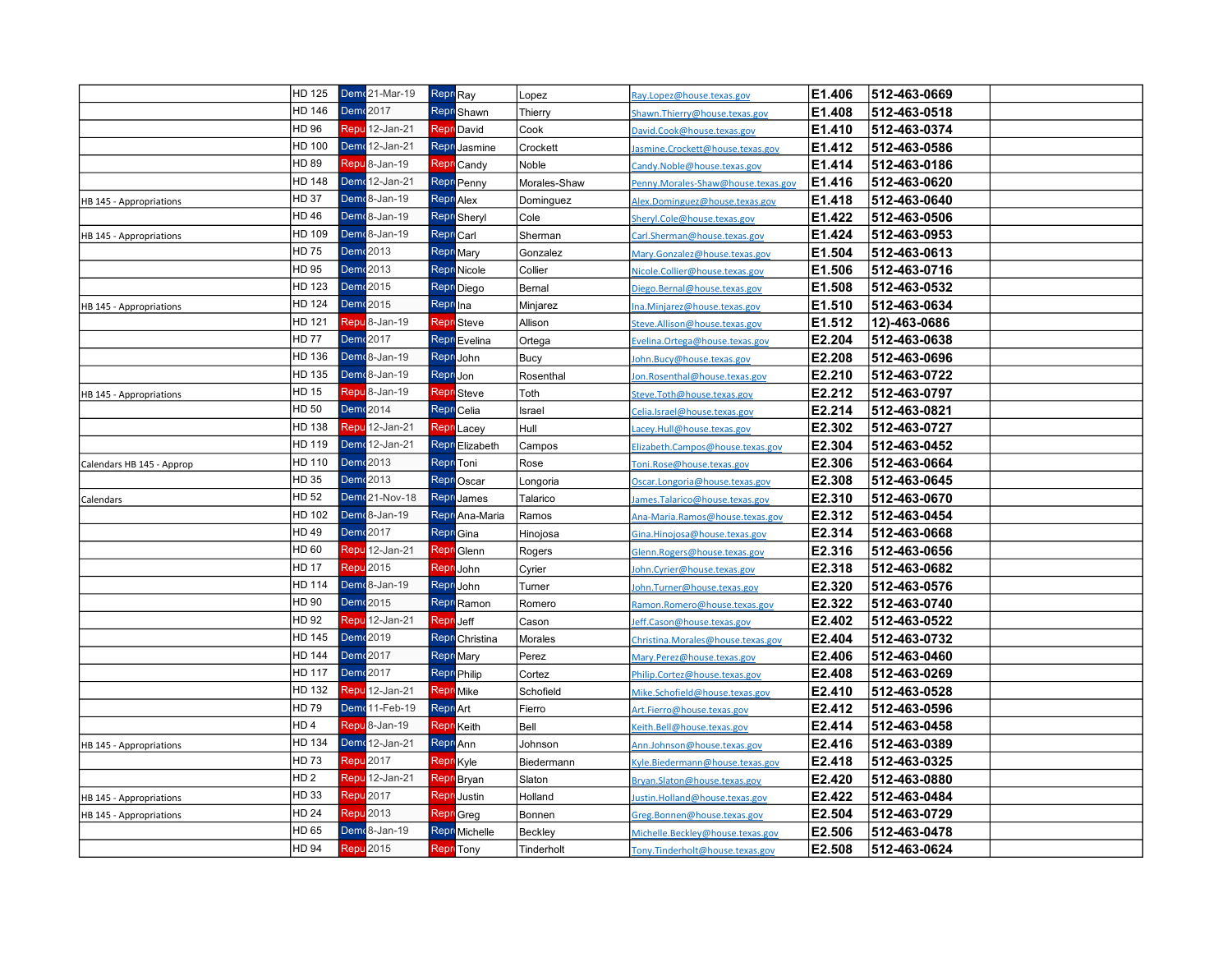| | | | | | | | | | | |
|---|---|---|---|---|---|---|---|---|---|---|
| | HD 125 | Dem | 21-Mar-19 | Repr | Ray | Lopez | Ray.Lopez@house.texas.gov | E1.406 | 512-463-0669 | |
| | HD 146 | Dem | 2017 | Repr | Shawn | Thierry | Shawn.Thierry@house.texas.gov | E1.408 | 512-463-0518 | |
| | HD 96 | Repu | 12-Jan-21 | Repr | David | Cook | David.Cook@house.texas.gov | E1.410 | 512-463-0374 | |
| | HD 100 | Dem | 12-Jan-21 | Repr | Jasmine | Crockett | Jasmine.Crockett@house.texas.gov | E1.412 | 512-463-0586 | |
| | HD 89 | Repu | 8-Jan-19 | Repr | Candy | Noble | Candy.Noble@house.texas.gov | E1.414 | 512-463-0186 | |
| | HD 148 | Dem | 12-Jan-21 | Repr | Penny | Morales-Shaw | Penny.Morales-Shaw@house.texas.gov | E1.416 | 512-463-0620 | |
| HB 145 - Appropriations | HD 37 | Dem | 8-Jan-19 | Repr | Alex | Dominguez | Alex.Dominguez@house.texas.gov | E1.418 | 512-463-0640 | |
| | HD 46 | Dem | 8-Jan-19 | Repr | Sheryl | Cole | Sheryl.Cole@house.texas.gov | E1.422 | 512-463-0506 | |
| HB 145 - Appropriations | HD 109 | Dem | 8-Jan-19 | Repr | Carl | Sherman | Carl.Sherman@house.texas.gov | E1.424 | 512-463-0953 | |
| | HD 75 | Dem | 2013 | Repr | Mary | Gonzalez | Mary.Gonzalez@house.texas.gov | E1.504 | 512-463-0613 | |
| | HD 95 | Dem | 2013 | Repr | Nicole | Collier | Nicole.Collier@house.texas.gov | E1.506 | 512-463-0716 | |
| | HD 123 | Dem | 2015 | Repr | Diego | Bernal | Diego.Bernal@house.texas.gov | E1.508 | 512-463-0532 | |
| HB 145 - Appropriations | HD 124 | Dem | 2015 | Repr | Ina | Minjarez | Ina.Minjarez@house.texas.gov | E1.510 | 512-463-0634 | |
| | HD 121 | Repu | 8-Jan-19 | Repr | Steve | Allison | Steve.Allison@house.texas.gov | E1.512 | 12)-463-0686 | |
| | HD 77 | Dem | 2017 | Repr | Evelina | Ortega | Evelina.Ortega@house.texas.gov | E2.204 | 512-463-0638 | |
| | HD 136 | Dem | 8-Jan-19 | Repr | John | Bucy | John.Bucy@house.texas.gov | E2.208 | 512-463-0696 | |
| | HD 135 | Dem | 8-Jan-19 | Repr | Jon | Rosenthal | Jon.Rosenthal@house.texas.gov | E2.210 | 512-463-0722 | |
| HB 145 - Appropriations | HD 15 | Repu | 8-Jan-19 | Repr | Steve | Toth | Steve.Toth@house.texas.gov | E2.212 | 512-463-0797 | |
| | HD 50 | Dem | 2014 | Repr | Celia | Israel | Celia.Israel@house.texas.gov | E2.214 | 512-463-0821 | |
| | HD 138 | Repu | 12-Jan-21 | Repr | Lacey | Hull | Lacey.Hull@house.texas.gov | E2.302 | 512-463-0727 | |
| | HD 119 | Dem | 12-Jan-21 | Repr | Elizabeth | Campos | Elizabeth.Campos@house.texas.gov | E2.304 | 512-463-0452 | |
| Calendars HB 145 - Approp | HD 110 | Dem | 2013 | Repr | Toni | Rose | Toni.Rose@house.texas.gov | E2.306 | 512-463-0664 | |
| | HD 35 | Dem | 2013 | Repr | Oscar | Longoria | Oscar.Longoria@house.texas.gov | E2.308 | 512-463-0645 | |
| Calendars | HD 52 | Dem | 21-Nov-18 | Repr | James | Talarico | James.Talarico@house.texas.gov | E2.310 | 512-463-0670 | |
| | HD 102 | Dem | 8-Jan-19 | Repr | Ana-Maria | Ramos | Ana-Maria.Ramos@house.texas.gov | E2.312 | 512-463-0454 | |
| | HD 49 | Dem | 2017 | Repr | Gina | Hinojosa | Gina.Hinojosa@house.texas.gov | E2.314 | 512-463-0668 | |
| | HD 60 | Repu | 12-Jan-21 | Repr | Glenn | Rogers | Glenn.Rogers@house.texas.gov | E2.316 | 512-463-0656 | |
| | HD 17 | Repu | 2015 | Repr | John | Cyrier | John.Cyrier@house.texas.gov | E2.318 | 512-463-0682 | |
| | HD 114 | Dem | 8-Jan-19 | Repr | John | Turner | John.Turner@house.texas.gov | E2.320 | 512-463-0576 | |
| | HD 90 | Dem | 2015 | Repr | Ramon | Romero | Ramon.Romero@house.texas.gov | E2.322 | 512-463-0740 | |
| | HD 92 | Repu | 12-Jan-21 | Repr | Jeff | Cason | Jeff.Cason@house.texas.gov | E2.402 | 512-463-0522 | |
| | HD 145 | Dem | 2019 | Repr | Christina | Morales | Christina.Morales@house.texas.gov | E2.404 | 512-463-0732 | |
| | HD 144 | Dem | 2017 | Repr | Mary | Perez | Mary.Perez@house.texas.gov | E2.406 | 512-463-0460 | |
| | HD 117 | Dem | 2017 | Repr | Philip | Cortez | Philip.Cortez@house.texas.gov | E2.408 | 512-463-0269 | |
| | HD 132 | Repu | 12-Jan-21 | Repr | Mike | Schofield | Mike.Schofield@house.texas.gov | E2.410 | 512-463-0528 | |
| | HD 79 | Dem | 11-Feb-19 | Repr | Art | Fierro | Art.Fierro@house.texas.gov | E2.412 | 512-463-0596 | |
| | HD 4 | Repu | 8-Jan-19 | Repr | Keith | Bell | Keith.Bell@house.texas.gov | E2.414 | 512-463-0458 | |
| HB 145 - Appropriations | HD 134 | Dem | 12-Jan-21 | Repr | Ann | Johnson | Ann.Johnson@house.texas.gov | E2.416 | 512-463-0389 | |
| | HD 73 | Repu | 2017 | Repr | Kyle | Biedermann | Kyle.Biedermann@house.texas.gov | E2.418 | 512-463-0325 | |
| | HD 2 | Repu | 12-Jan-21 | Repr | Bryan | Slaton | Bryan.Slaton@house.texas.gov | E2.420 | 512-463-0880 | |
| HB 145 - Appropriations | HD 33 | Repu | 2017 | Repr | Justin | Holland | Justin.Holland@house.texas.gov | E2.422 | 512-463-0484 | |
| HB 145 - Appropriations | HD 24 | Repu | 2013 | Repr | Greg | Bonnen | Greg.Bonnen@house.texas.gov | E2.504 | 512-463-0729 | |
| | HD 65 | Dem | 8-Jan-19 | Repr | Michelle | Beckley | Michelle.Beckley@house.texas.gov | E2.506 | 512-463-0478 | |
| | HD 94 | Repu | 2015 | Repr | Tony | Tinderholt | Tony.Tinderholt@house.texas.gov | E2.508 | 512-463-0624 | |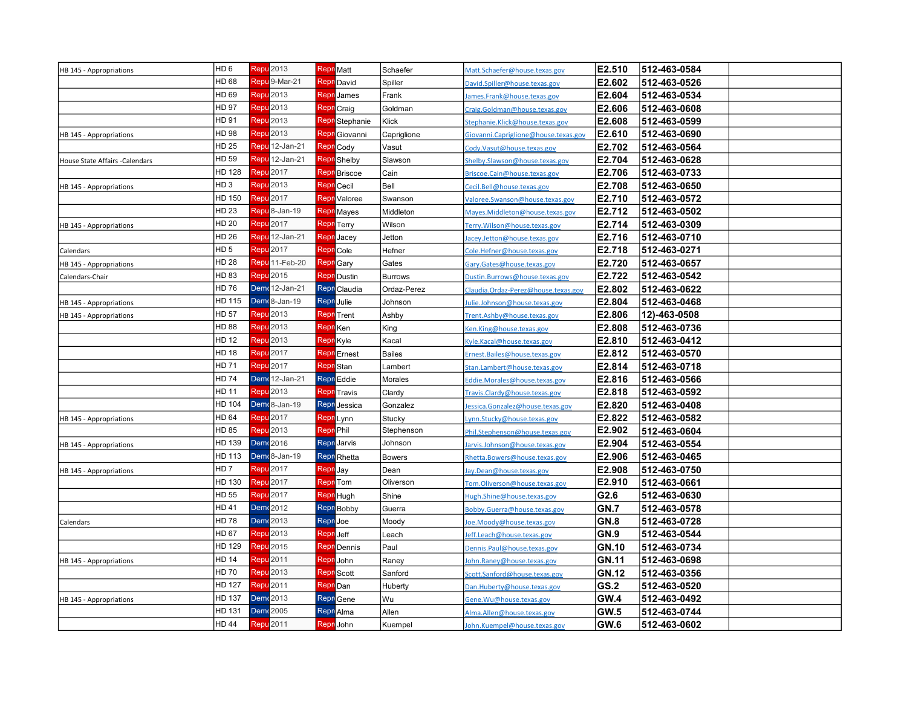| | | | | | | | | | | |
|---|---|---|---|---|---|---|---|---|---|---|
| HB 145 - Appropriations | HD 6 | Repu | 2013 | Repr | Matt | Schaefer | Matt.Schaefer@house.texas.gov | E2.510 | 512-463-0584 | |
| | HD 68 | Repu | 9-Mar-21 | Repr | David | Spiller | David.Spiller@house.texas.gov | E2.602 | 512-463-0526 | |
| | HD 69 | Repu | 2013 | Repr | James | Frank | James.Frank@house.texas.gov | E2.604 | 512-463-0534 | |
| | HD 97 | Repu | 2013 | Repr | Craig | Goldman | Craig.Goldman@house.texas.gov | E2.606 | 512-463-0608 | |
| | HD 91 | Repu | 2013 | Repr | Stephanie | Klick | Stephanie.Klick@house.texas.gov | E2.608 | 512-463-0599 | |
| HB 145 - Appropriations | HD 98 | Repu | 2013 | Repr | Giovanni | Capriglione | Giovanni.Capriglione@house.texas.gov | E2.610 | 512-463-0690 | |
| | HD 25 | Repu | 12-Jan-21 | Repr | Cody | Vasut | Cody.Vasut@house.texas.gov | E2.702 | 512-463-0564 | |
| House State Affairs -Calendars | HD 59 | Repu | 12-Jan-21 | Repr | Shelby | Slawson | Shelby.Slawson@house.texas.gov | E2.704 | 512-463-0628 | |
| | HD 128 | Repu | 2017 | Repr | Briscoe | Cain | Briscoe.Cain@house.texas.gov | E2.706 | 512-463-0733 | |
| HB 145 - Appropriations | HD 3 | Repu | 2013 | Repr | Cecil | Bell | Cecil.Bell@house.texas.gov | E2.708 | 512-463-0650 | |
| | HD 150 | Repu | 2017 | Repr | Valoree | Swanson | Valoree.Swanson@house.texas.gov | E2.710 | 512-463-0572 | |
| | HD 23 | Repu | 8-Jan-19 | Repr | Mayes | Middleton | Mayes.Middleton@house.texas.gov | E2.712 | 512-463-0502 | |
| HB 145 - Appropriations | HD 20 | Repu | 2017 | Repr | Terry | Wilson | Terry.Wilson@house.texas.gov | E2.714 | 512-463-0309 | |
| | HD 26 | Repu | 12-Jan-21 | Repr | Jacey | Jetton | Jacey.Jetton@house.texas.gov | E2.716 | 512-463-0710 | |
| Calendars | HD 5 | Repu | 2017 | Repr | Cole | Hefner | Cole.Hefner@house.texas.gov | E2.718 | 512-463-0271 | |
| HB 145 - Appropriations | HD 28 | Repu | 11-Feb-20 | Repr | Gary | Gates | Gary.Gates@house.texas.gov | E2.720 | 512-463-0657 | |
| Calendars-Chair | HD 83 | Repu | 2015 | Repr | Dustin | Burrows | Dustin.Burrows@house.texas.gov | E2.722 | 512-463-0542 | |
| | HD 76 | Demo | 12-Jan-21 | Repr | Claudia | Ordaz-Perez | Claudia.Ordaz-Perez@house.texas.gov | E2.802 | 512-463-0622 | |
| HB 145 - Appropriations | HD 115 | Demo | 8-Jan-19 | Repr | Julie | Johnson | Julie.Johnson@house.texas.gov | E2.804 | 512-463-0468 | |
| HB 145 - Appropriations | HD 57 | Repu | 2013 | Repr | Trent | Ashby | Trent.Ashby@house.texas.gov | E2.806 | 12)-463-0508 | |
| | HD 88 | Repu | 2013 | Repr | Ken | King | Ken.King@house.texas.gov | E2.808 | 512-463-0736 | |
| | HD 12 | Repu | 2013 | Repr | Kyle | Kacal | Kyle.Kacal@house.texas.gov | E2.810 | 512-463-0412 | |
| | HD 18 | Repu | 2017 | Repr | Ernest | Bailes | Ernest.Bailes@house.texas.gov | E2.812 | 512-463-0570 | |
| | HD 71 | Repu | 2017 | Repr | Stan | Lambert | Stan.Lambert@house.texas.gov | E2.814 | 512-463-0718 | |
| | HD 74 | Demo | 12-Jan-21 | Repr | Eddie | Morales | Eddie.Morales@house.texas.gov | E2.816 | 512-463-0566 | |
| | HD 11 | Repu | 2013 | Repr | Travis | Clardy | Travis.Clardy@house.texas.gov | E2.818 | 512-463-0592 | |
| | HD 104 | Demo | 8-Jan-19 | Repr | Jessica | Gonzalez | Jessica.Gonzalez@house.texas.gov | E2.820 | 512-463-0408 | |
| HB 145 - Appropriations | HD 64 | Repu | 2017 | Repr | Lynn | Stucky | Lynn.Stucky@house.texas.gov | E2.822 | 512-463-0582 | |
| | HD 85 | Repu | 2013 | Repr | Phil | Stephenson | Phil.Stephenson@house.texas.gov | E2.902 | 512-463-0604 | |
| HB 145 - Appropriations | HD 139 | Demo | 2016 | Repr | Jarvis | Johnson | Jarvis.Johnson@house.texas.gov | E2.904 | 512-463-0554 | |
| | HD 113 | Demo | 8-Jan-19 | Repr | Rhetta | Bowers | Rhetta.Bowers@house.texas.gov | E2.906 | 512-463-0465 | |
| HB 145 - Appropriations | HD 7 | Repu | 2017 | Repr | Jay | Dean | Jay.Dean@house.texas.gov | E2.908 | 512-463-0750 | |
| | HD 130 | Repu | 2017 | Repr | Tom | Oliverson | Tom.Oliverson@house.texas.gov | E2.910 | 512-463-0661 | |
| | HD 55 | Repu | 2017 | Repr | Hugh | Shine | Hugh.Shine@house.texas.gov | G2.6 | 512-463-0630 | |
| | HD 41 | Demo | 2012 | Repr | Bobby | Guerra | Bobby.Guerra@house.texas.gov | GN.7 | 512-463-0578 | |
| Calendars | HD 78 | Demo | 2013 | Repr | Joe | Moody | Joe.Moody@house.texas.gov | GN.8 | 512-463-0728 | |
| | HD 67 | Repu | 2013 | Repr | Jeff | Leach | Jeff.Leach@house.texas.gov | GN.9 | 512-463-0544 | |
| | HD 129 | Repu | 2015 | Repr | Dennis | Paul | Dennis.Paul@house.texas.gov | GN.10 | 512-463-0734 | |
| HB 145 - Appropriations | HD 14 | Repu | 2011 | Repr | John | Raney | John.Raney@house.texas.gov | GN.11 | 512-463-0698 | |
| | HD 70 | Repu | 2013 | Repr | Scott | Sanford | Scott.Sanford@house.texas.gov | GN.12 | 512-463-0356 | |
| | HD 127 | Repu | 2011 | Repr | Dan | Huberty | Dan.Huberty@house.texas.gov | GS.2 | 512-463-0520 | |
| HB 145 - Appropriations | HD 137 | Demo | 2013 | Repr | Gene | Wu | Gene.Wu@house.texas.gov | GW.4 | 512-463-0492 | |
| | HD 131 | Demo | 2005 | Repr | Alma | Allen | Alma.Allen@house.texas.gov | GW.5 | 512-463-0744 | |
| | HD 44 | Repu | 2011 | Repr | John | Kuempel | John.Kuempel@house.texas.gov | GW.6 | 512-463-0602 | |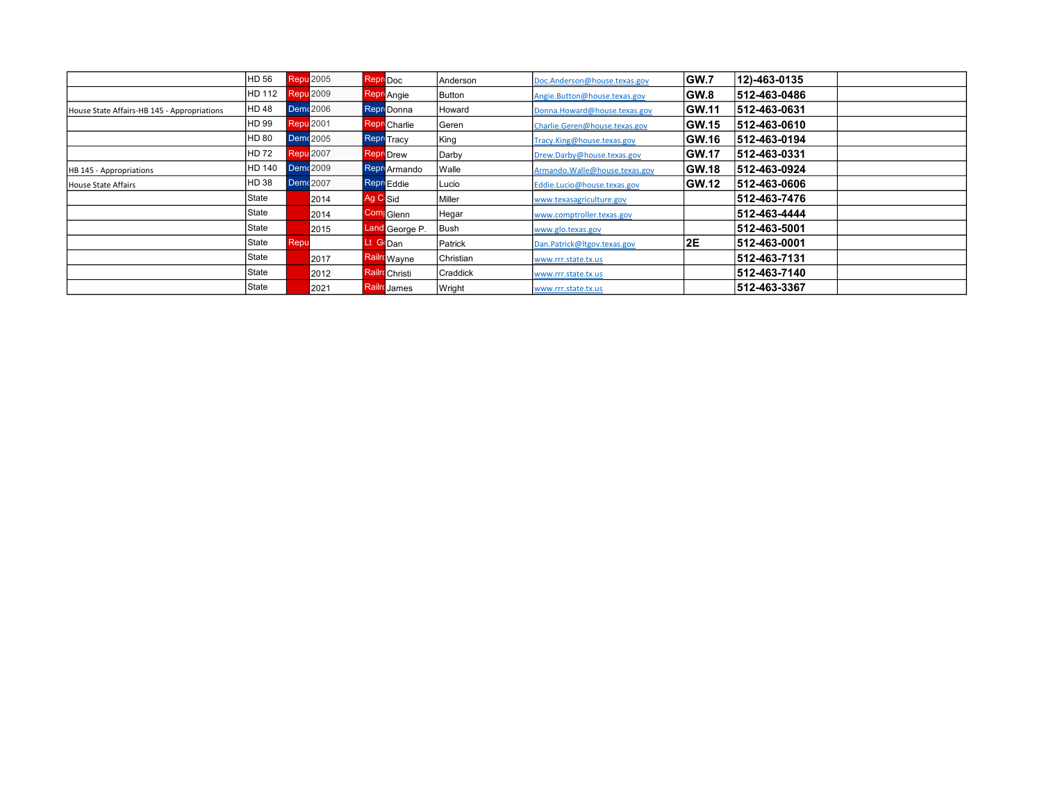| | | | | | | | | | | |
|---|---|---|---|---|---|---|---|---|---|---|
| | HD 56 | Repu | 2005 | Repr | Doc | Anderson | Doc.Anderson@house.texas.gov | GW.7 | 12)-463-0135 | |
| | HD 112 | Repu | 2009 | Repr | Angie | Button | Angie.Button@house.texas.gov | GW.8 | 512-463-0486 | |
| House State Affairs-HB 145 - Appropriations | HD 48 | Demo | 2006 | Repr | Donna | Howard | Donna.Howard@house.texas.gov | GW.11 | 512-463-0631 | |
| | HD 99 | Repu | 2001 | Repr | Charlie | Geren | Charlie.Geren@house.texas.gov | GW.15 | 512-463-0610 | |
| | HD 80 | Demo | 2005 | Repr | Tracy | King | Tracy.King@house.texas.gov | GW.16 | 512-463-0194 | |
| | HD 72 | Repu | 2007 | Repr | Drew | Darby | Drew.Darby@house.texas.gov | GW.17 | 512-463-0331 | |
| HB 145 - Appropriations | HD 140 | Demo | 2009 | Repr | Armando | Walle | Armando.Walle@house.texas.gov | GW.18 | 512-463-0924 | |
| House State Affairs | HD 38 | Demo | 2007 | Repr | Eddie | Lucio | Eddie.Lucio@house.texas.gov | GW.12 | 512-463-0606 | |
| | State | | 2014 | Ag C | Sid | Miller | www.texasagriculture.gov | | 512-463-7476 | |
| | State | | 2014 | Comp | Glenn | Hegar | www.comptroller.texas.gov | | 512-463-4444 | |
| | State | | 2015 | Land | George P. | Bush | www.glo.texas.gov | | 512-463-5001 | |
| | State | Repu | | Lt Go | Dan | Patrick | Dan.Patrick@ltgov.texas.gov | 2E | 512-463-0001 | |
| | State | | 2017 | Railro | Wayne | Christian | www.rrr.state.tx.us | | 512-463-7131 | |
| | State | | 2012 | Railro | Christi | Craddick | www.rrr.state.tx.us | | 512-463-7140 | |
| | State | | 2021 | Railro | James | Wright | www.rrr.state.tx.us | | 512-463-3367 | |